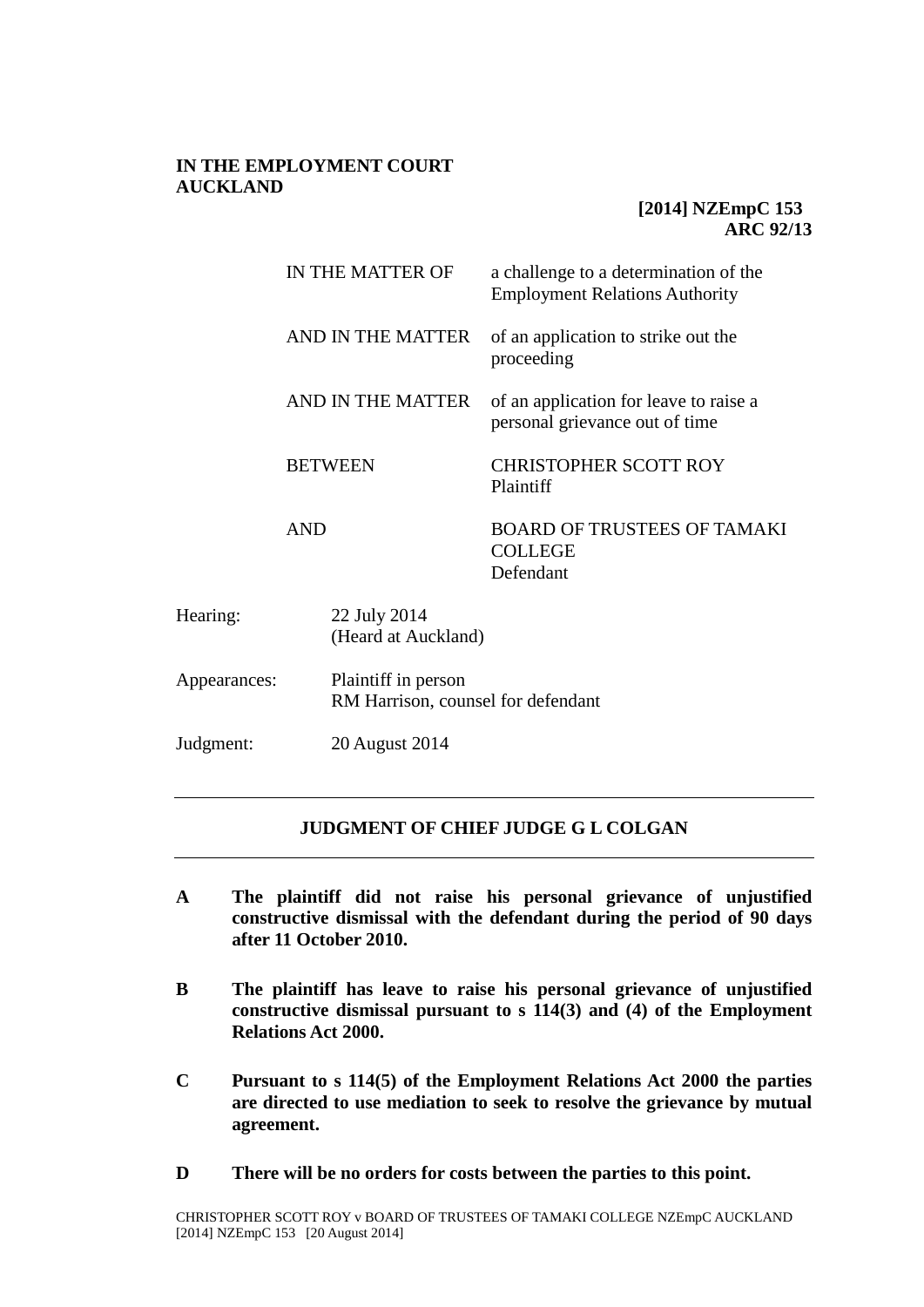**IN THE EMPLOYMENT COURT**
**AUCKLAND**

**[2014] NZEmpC 153**
**ARC 92/13**

| | |
|---|---|
| IN THE MATTER OF | a challenge to a determination of the Employment Relations Authority |
| AND IN THE MATTER | of an application to strike out the proceeding |
| AND IN THE MATTER | of an application for leave to raise a personal grievance out of time |
| BETWEEN | CHRISTOPHER SCOTT ROY<br>Plaintiff |
| AND | BOARD OF TRUSTEES OF TAMAKI COLLEGE<br>Defendant |

| | |
|---|---|
| Hearing: | 22 July 2014<br>(Heard at Auckland) |
| Appearances: | Plaintiff in person<br>RM Harrison, counsel for defendant |
| Judgment: | 20 August 2014 |

---

## JUDGMENT OF CHIEF JUDGE G L COLGAN

---

**A The plaintiff did not raise his personal grievance of unjustified constructive dismissal with the defendant during the period of 90 days after 11 October 2010.**

**B The plaintiff has leave to raise his personal grievance of unjustified constructive dismissal pursuant to s 114(3) and (4) of the Employment Relations Act 2000.**

**C Pursuant to s 114(5) of the Employment Relations Act 2000 the parties are directed to use mediation to seek to resolve the grievance by mutual agreement.**

**D There will be no orders for costs between the parties to this point.**

CHRISTOPHER SCOTT ROY v BOARD OF TRUSTEES OF TAMAKI COLLEGE NZEmpC AUCKLAND [2014] NZEmpC 153 [20 August 2014]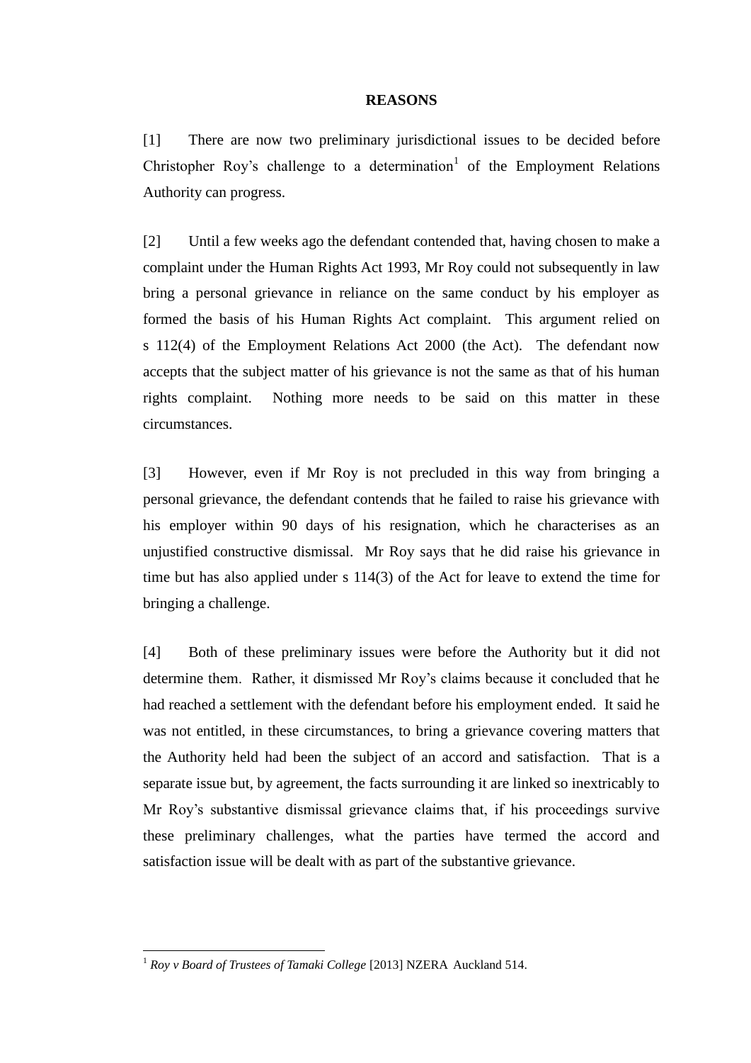## REASONS

[1] There are now two preliminary jurisdictional issues to be decided before Christopher Roy's challenge to a determination[1] of the Employment Relations Authority can progress.

[2] Until a few weeks ago the defendant contended that, having chosen to make a complaint under the Human Rights Act 1993, Mr Roy could not subsequently in law bring a personal grievance in reliance on the same conduct by his employer as formed the basis of his Human Rights Act complaint. This argument relied on s 112(4) of the Employment Relations Act 2000 (the Act). The defendant now accepts that the subject matter of his grievance is not the same as that of his human rights complaint. Nothing more needs to be said on this matter in these circumstances.

[3] However, even if Mr Roy is not precluded in this way from bringing a personal grievance, the defendant contends that he failed to raise his grievance with his employer within 90 days of his resignation, which he characterises as an unjustified constructive dismissal. Mr Roy says that he did raise his grievance in time but has also applied under s 114(3) of the Act for leave to extend the time for bringing a challenge.

[4] Both of these preliminary issues were before the Authority but it did not determine them. Rather, it dismissed Mr Roy's claims because it concluded that he had reached a settlement with the defendant before his employment ended. It said he was not entitled, in these circumstances, to bring a grievance covering matters that the Authority held had been the subject of an accord and satisfaction. That is a separate issue but, by agreement, the facts surrounding it are linked so inextricably to Mr Roy's substantive dismissal grievance claims that, if his proceedings survive these preliminary challenges, what the parties have termed the accord and satisfaction issue will be dealt with as part of the substantive grievance.

[1] *Roy v Board of Trustees of Tamaki College* [2013] NZERA Auckland 514.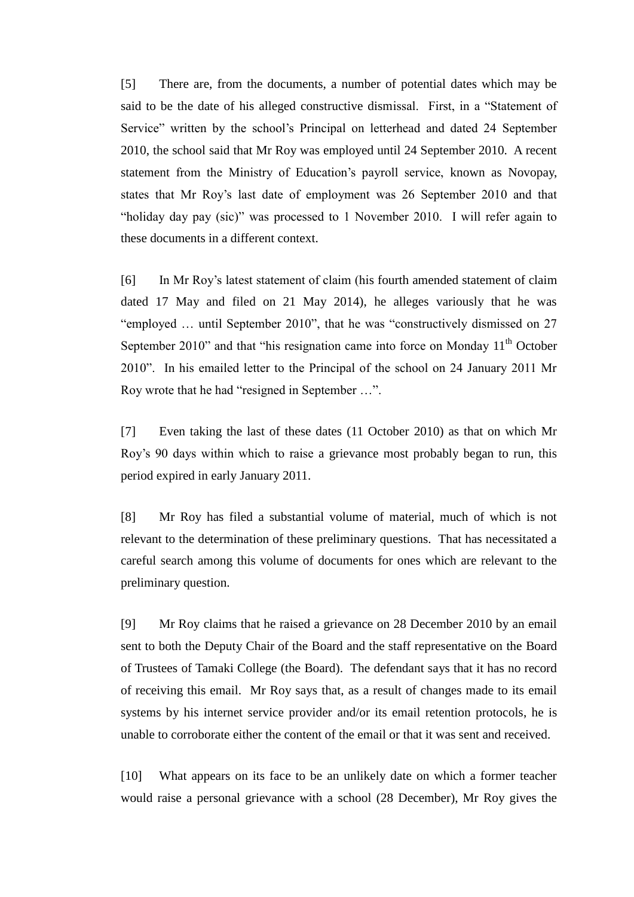[5] There are, from the documents, a number of potential dates which may be said to be the date of his alleged constructive dismissal. First, in a "Statement of Service" written by the school's Principal on letterhead and dated 24 September 2010, the school said that Mr Roy was employed until 24 September 2010. A recent statement from the Ministry of Education's payroll service, known as Novopay, states that Mr Roy's last date of employment was 26 September 2010 and that "holiday day pay (sic)" was processed to 1 November 2010. I will refer again to these documents in a different context.

[6] In Mr Roy's latest statement of claim (his fourth amended statement of claim dated 17 May and filed on 21 May 2014), he alleges variously that he was "employed … until September 2010", that he was "constructively dismissed on 27 September 2010" and that "his resignation came into force on Monday 11th October 2010". In his emailed letter to the Principal of the school on 24 January 2011 Mr Roy wrote that he had "resigned in September …".

[7] Even taking the last of these dates (11 October 2010) as that on which Mr Roy's 90 days within which to raise a grievance most probably began to run, this period expired in early January 2011.

[8] Mr Roy has filed a substantial volume of material, much of which is not relevant to the determination of these preliminary questions. That has necessitated a careful search among this volume of documents for ones which are relevant to the preliminary question.

[9] Mr Roy claims that he raised a grievance on 28 December 2010 by an email sent to both the Deputy Chair of the Board and the staff representative on the Board of Trustees of Tamaki College (the Board). The defendant says that it has no record of receiving this email. Mr Roy says that, as a result of changes made to its email systems by his internet service provider and/or its email retention protocols, he is unable to corroborate either the content of the email or that it was sent and received.

[10] What appears on its face to be an unlikely date on which a former teacher would raise a personal grievance with a school (28 December), Mr Roy gives the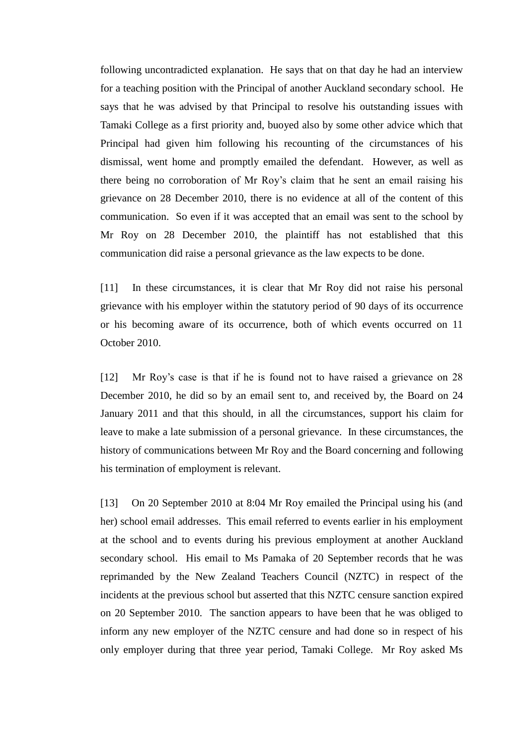following uncontradicted explanation. He says that on that day he had an interview for a teaching position with the Principal of another Auckland secondary school. He says that he was advised by that Principal to resolve his outstanding issues with Tamaki College as a first priority and, buoyed also by some other advice which that Principal had given him following his recounting of the circumstances of his dismissal, went home and promptly emailed the defendant. However, as well as there being no corroboration of Mr Roy's claim that he sent an email raising his grievance on 28 December 2010, there is no evidence at all of the content of this communication. So even if it was accepted that an email was sent to the school by Mr Roy on 28 December 2010, the plaintiff has not established that this communication did raise a personal grievance as the law expects to be done.

[11] In these circumstances, it is clear that Mr Roy did not raise his personal grievance with his employer within the statutory period of 90 days of its occurrence or his becoming aware of its occurrence, both of which events occurred on 11 October 2010.

[12] Mr Roy's case is that if he is found not to have raised a grievance on 28 December 2010, he did so by an email sent to, and received by, the Board on 24 January 2011 and that this should, in all the circumstances, support his claim for leave to make a late submission of a personal grievance. In these circumstances, the history of communications between Mr Roy and the Board concerning and following his termination of employment is relevant.

[13] On 20 September 2010 at 8:04 Mr Roy emailed the Principal using his (and her) school email addresses. This email referred to events earlier in his employment at the school and to events during his previous employment at another Auckland secondary school. His email to Ms Pamaka of 20 September records that he was reprimanded by the New Zealand Teachers Council (NZTC) in respect of the incidents at the previous school but asserted that this NZTC censure sanction expired on 20 September 2010. The sanction appears to have been that he was obliged to inform any new employer of the NZTC censure and had done so in respect of his only employer during that three year period, Tamaki College. Mr Roy asked Ms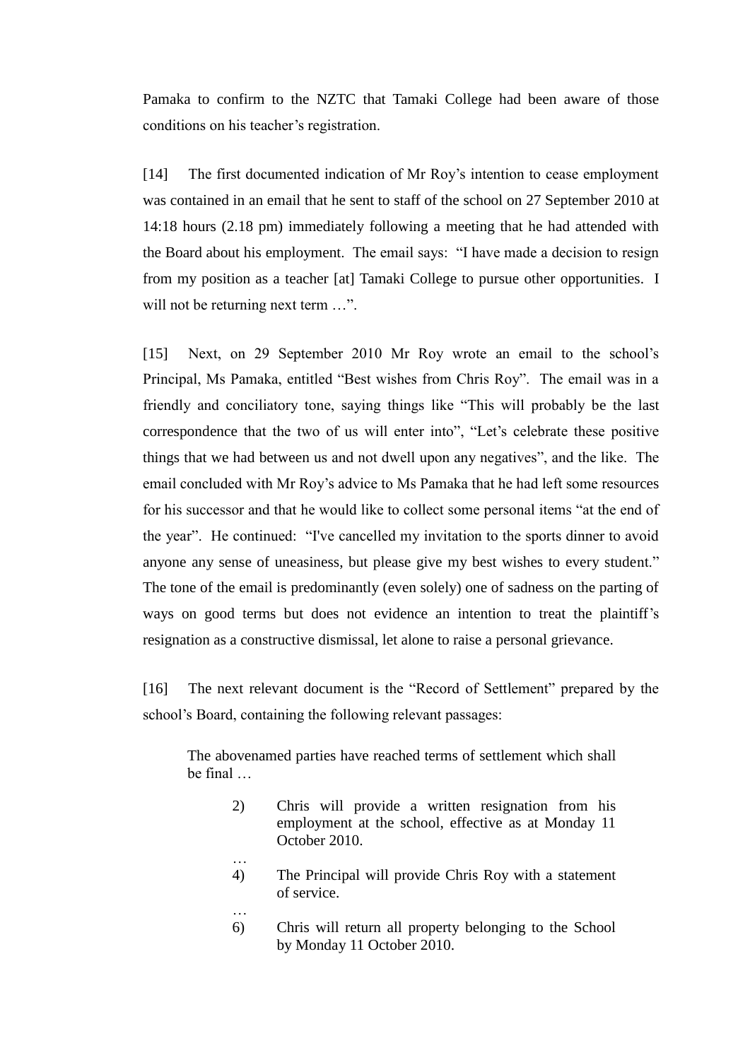Pamaka to confirm to the NZTC that Tamaki College had been aware of those conditions on his teacher's registration.

[14] The first documented indication of Mr Roy's intention to cease employment was contained in an email that he sent to staff of the school on 27 September 2010 at 14:18 hours (2.18 pm) immediately following a meeting that he had attended with the Board about his employment. The email says: "I have made a decision to resign from my position as a teacher [at] Tamaki College to pursue other opportunities. I will not be returning next term …".

[15] Next, on 29 September 2010 Mr Roy wrote an email to the school's Principal, Ms Pamaka, entitled "Best wishes from Chris Roy". The email was in a friendly and conciliatory tone, saying things like "This will probably be the last correspondence that the two of us will enter into", "Let's celebrate these positive things that we had between us and not dwell upon any negatives", and the like. The email concluded with Mr Roy's advice to Ms Pamaka that he had left some resources for his successor and that he would like to collect some personal items "at the end of the year". He continued: "I've cancelled my invitation to the sports dinner to avoid anyone any sense of uneasiness, but please give my best wishes to every student." The tone of the email is predominantly (even solely) one of sadness on the parting of ways on good terms but does not evidence an intention to treat the plaintiff's resignation as a constructive dismissal, let alone to raise a personal grievance.

[16] The next relevant document is the "Record of Settlement" prepared by the school's Board, containing the following relevant passages:

> The abovenamed parties have reached terms of settlement which shall be final …
>
> 2) Chris will provide a written resignation from his employment at the school, effective as at Monday 11 October 2010.
>
> …
>
> 4) The Principal will provide Chris Roy with a statement of service.
>
> …
>
> 6) Chris will return all property belonging to the School by Monday 11 October 2010.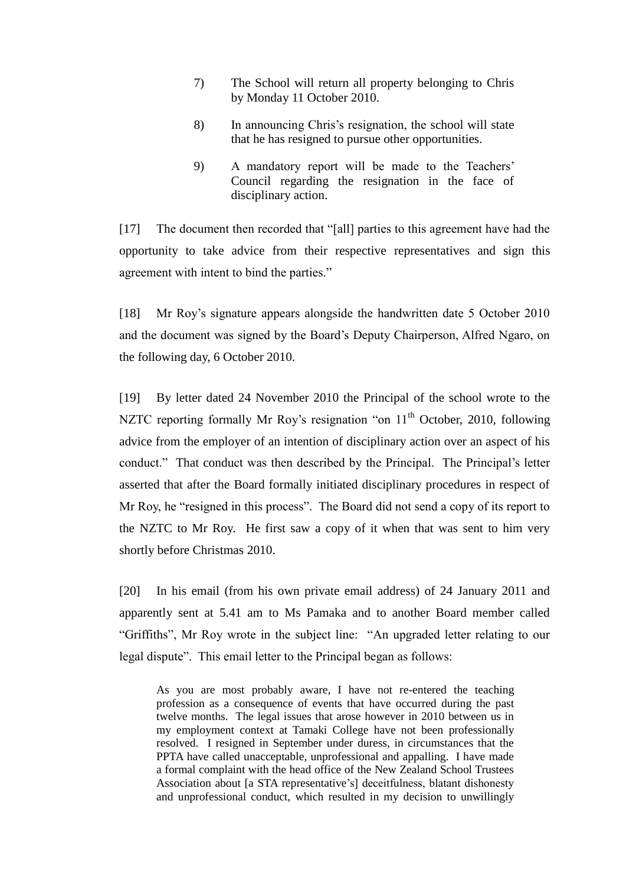7) The School will return all property belonging to Chris by Monday 11 October 2010.

8) In announcing Chris's resignation, the school will state that he has resigned to pursue other opportunities.

9) A mandatory report will be made to the Teachers' Council regarding the resignation in the face of disciplinary action.

[17] The document then recorded that "[all] parties to this agreement have had the opportunity to take advice from their respective representatives and sign this agreement with intent to bind the parties."

[18] Mr Roy's signature appears alongside the handwritten date 5 October 2010 and the document was signed by the Board's Deputy Chairperson, Alfred Ngaro, on the following day, 6 October 2010.

[19] By letter dated 24 November 2010 the Principal of the school wrote to the NZTC reporting formally Mr Roy's resignation "on 11th October, 2010, following advice from the employer of an intention of disciplinary action over an aspect of his conduct." That conduct was then described by the Principal. The Principal's letter asserted that after the Board formally initiated disciplinary procedures in respect of Mr Roy, he "resigned in this process". The Board did not send a copy of its report to the NZTC to Mr Roy. He first saw a copy of it when that was sent to him very shortly before Christmas 2010.

[20] In his email (from his own private email address) of 24 January 2011 and apparently sent at 5.41 am to Ms Pamaka and to another Board member called "Griffiths", Mr Roy wrote in the subject line: "An upgraded letter relating to our legal dispute". This email letter to the Principal began as follows:

> As you are most probably aware, I have not re-entered the teaching profession as a consequence of events that have occurred during the past twelve months. The legal issues that arose however in 2010 between us in my employment context at Tamaki College have not been professionally resolved. I resigned in September under duress, in circumstances that the PPTA have called unacceptable, unprofessional and appalling. I have made a formal complaint with the head office of the New Zealand School Trustees Association about [a STA representative's] deceitfulness, blatant dishonesty and unprofessional conduct, which resulted in my decision to unwillingly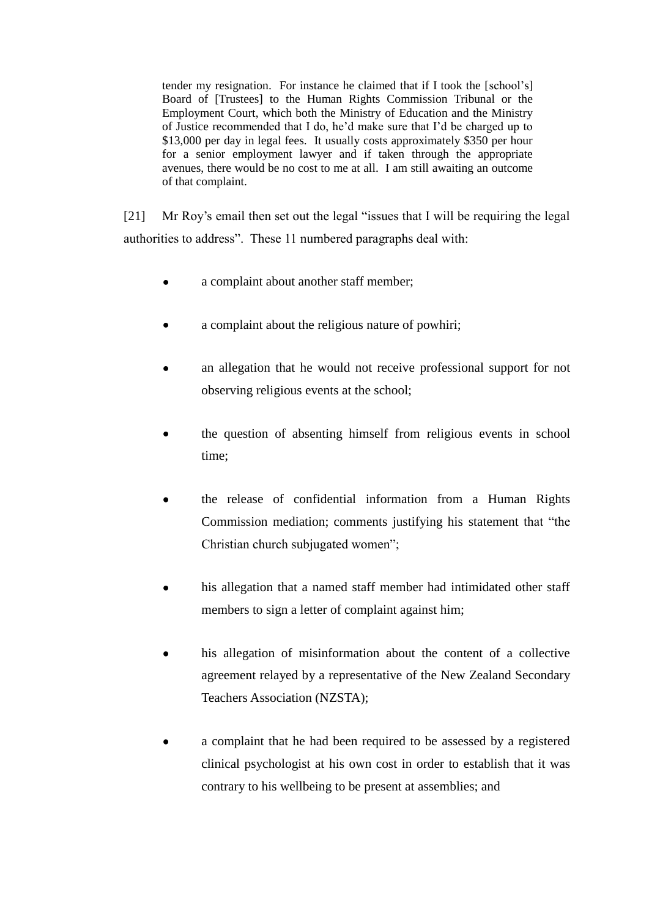> tender my resignation. For instance he claimed that if I took the [school's] Board of [Trustees] to the Human Rights Commission Tribunal or the Employment Court, which both the Ministry of Education and the Ministry of Justice recommended that I do, he'd make sure that I'd be charged up to $13,000 per day in legal fees. It usually costs approximately $350 per hour for a senior employment lawyer and if taken through the appropriate avenues, there would be no cost to me at all. I am still awaiting an outcome of that complaint.

[21] Mr Roy's email then set out the legal "issues that I will be requiring the legal authorities to address". These 11 numbered paragraphs deal with:

- a complaint about another staff member;
- a complaint about the religious nature of powhiri;
- an allegation that he would not receive professional support for not observing religious events at the school;
- the question of absenting himself from religious events in school time;
- the release of confidential information from a Human Rights Commission mediation; comments justifying his statement that "the Christian church subjugated women";
- his allegation that a named staff member had intimidated other staff members to sign a letter of complaint against him;
- his allegation of misinformation about the content of a collective agreement relayed by a representative of the New Zealand Secondary Teachers Association (NZSTA);
- a complaint that he had been required to be assessed by a registered clinical psychologist at his own cost in order to establish that it was contrary to his wellbeing to be present at assemblies; and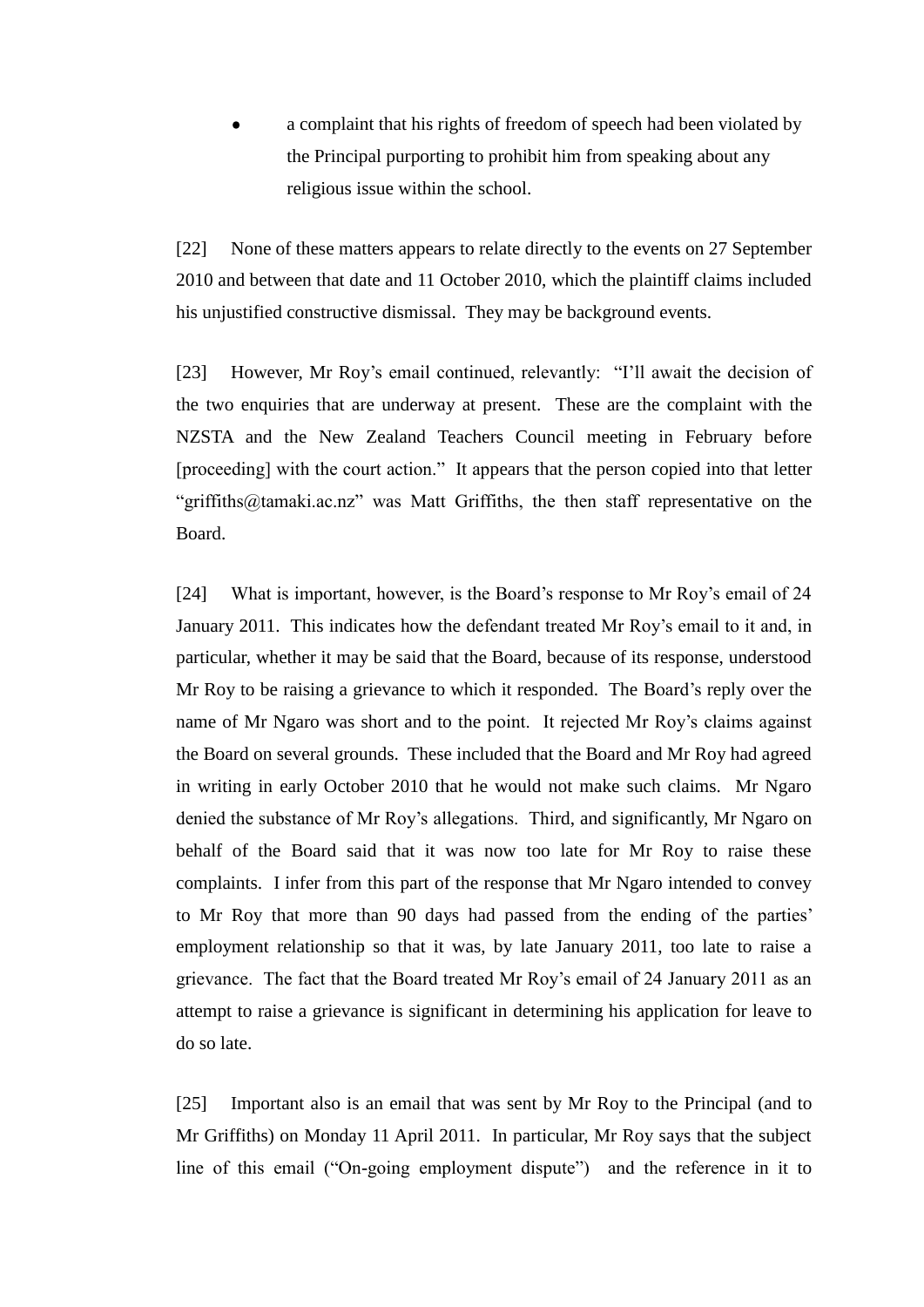- a complaint that his rights of freedom of speech had been violated by the Principal purporting to prohibit him from speaking about any religious issue within the school.

[22] None of these matters appears to relate directly to the events on 27 September 2010 and between that date and 11 October 2010, which the plaintiff claims included his unjustified constructive dismissal. They may be background events.

[23] However, Mr Roy's email continued, relevantly: "I'll await the decision of the two enquiries that are underway at present. These are the complaint with the NZSTA and the New Zealand Teachers Council meeting in February before [proceeding] with the court action." It appears that the person copied into that letter "griffiths@tamaki.ac.nz" was Matt Griffiths, the then staff representative on the Board.

[24] What is important, however, is the Board's response to Mr Roy's email of 24 January 2011. This indicates how the defendant treated Mr Roy's email to it and, in particular, whether it may be said that the Board, because of its response, understood Mr Roy to be raising a grievance to which it responded. The Board's reply over the name of Mr Ngaro was short and to the point. It rejected Mr Roy's claims against the Board on several grounds. These included that the Board and Mr Roy had agreed in writing in early October 2010 that he would not make such claims. Mr Ngaro denied the substance of Mr Roy's allegations. Third, and significantly, Mr Ngaro on behalf of the Board said that it was now too late for Mr Roy to raise these complaints. I infer from this part of the response that Mr Ngaro intended to convey to Mr Roy that more than 90 days had passed from the ending of the parties' employment relationship so that it was, by late January 2011, too late to raise a grievance. The fact that the Board treated Mr Roy's email of 24 January 2011 as an attempt to raise a grievance is significant in determining his application for leave to do so late.

[25] Important also is an email that was sent by Mr Roy to the Principal (and to Mr Griffiths) on Monday 11 April 2011. In particular, Mr Roy says that the subject line of this email ("On-going employment dispute") and the reference in it to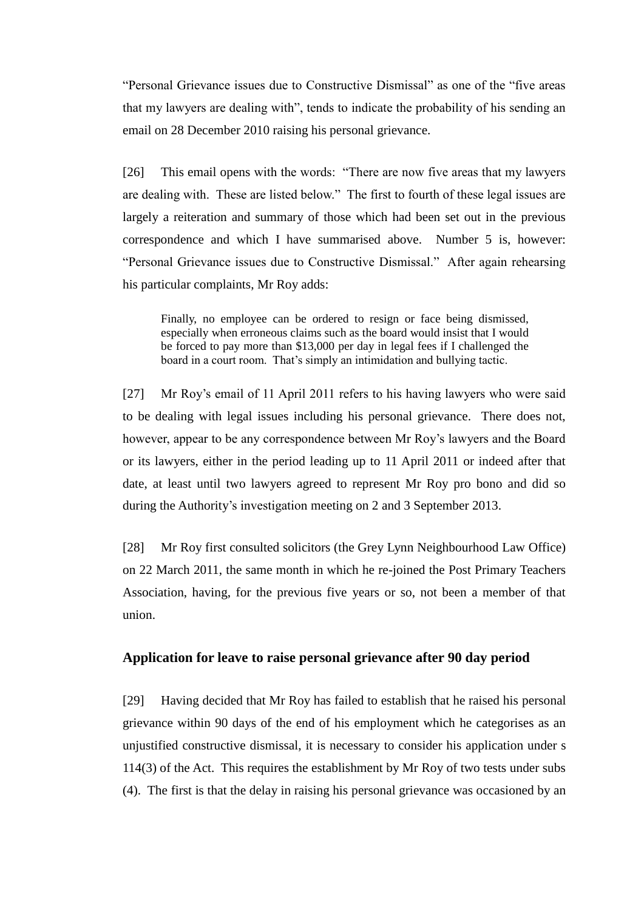"Personal Grievance issues due to Constructive Dismissal" as one of the "five areas that my lawyers are dealing with", tends to indicate the probability of his sending an email on 28 December 2010 raising his personal grievance.

[26] This email opens with the words: "There are now five areas that my lawyers are dealing with. These are listed below." The first to fourth of these legal issues are largely a reiteration and summary of those which had been set out in the previous correspondence and which I have summarised above. Number 5 is, however: "Personal Grievance issues due to Constructive Dismissal." After again rehearsing his particular complaints, Mr Roy adds:

> Finally, no employee can be ordered to resign or face being dismissed, especially when erroneous claims such as the board would insist that I would be forced to pay more than $13,000 per day in legal fees if I challenged the board in a court room. That's simply an intimidation and bullying tactic.

[27] Mr Roy's email of 11 April 2011 refers to his having lawyers who were said to be dealing with legal issues including his personal grievance. There does not, however, appear to be any correspondence between Mr Roy's lawyers and the Board or its lawyers, either in the period leading up to 11 April 2011 or indeed after that date, at least until two lawyers agreed to represent Mr Roy pro bono and did so during the Authority's investigation meeting on 2 and 3 September 2013.

[28] Mr Roy first consulted solicitors (the Grey Lynn Neighbourhood Law Office) on 22 March 2011, the same month in which he re-joined the Post Primary Teachers Association, having, for the previous five years or so, not been a member of that union.

## Application for leave to raise personal grievance after 90 day period

[29] Having decided that Mr Roy has failed to establish that he raised his personal grievance within 90 days of the end of his employment which he categorises as an unjustified constructive dismissal, it is necessary to consider his application under s 114(3) of the Act. This requires the establishment by Mr Roy of two tests under subs (4). The first is that the delay in raising his personal grievance was occasioned by an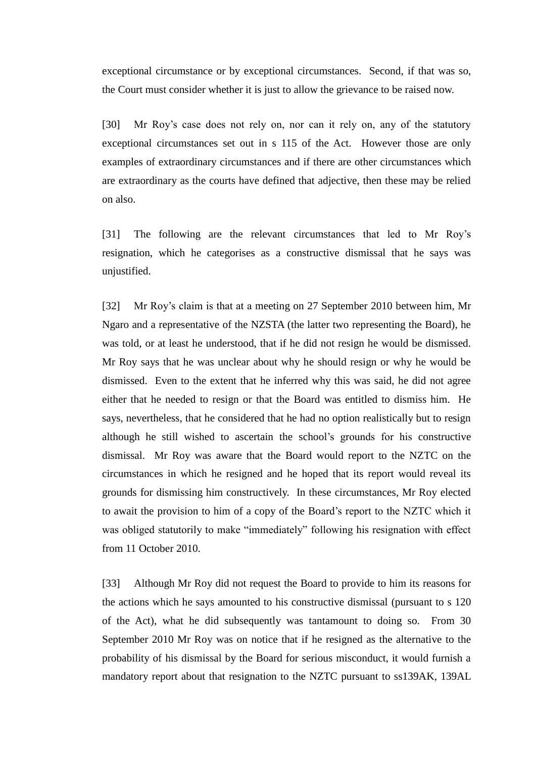exceptional circumstance or by exceptional circumstances. Second, if that was so, the Court must consider whether it is just to allow the grievance to be raised now.

[30] Mr Roy's case does not rely on, nor can it rely on, any of the statutory exceptional circumstances set out in s 115 of the Act. However those are only examples of extraordinary circumstances and if there are other circumstances which are extraordinary as the courts have defined that adjective, then these may be relied on also.

[31] The following are the relevant circumstances that led to Mr Roy's resignation, which he categorises as a constructive dismissal that he says was unjustified.

[32] Mr Roy's claim is that at a meeting on 27 September 2010 between him, Mr Ngaro and a representative of the NZSTA (the latter two representing the Board), he was told, or at least he understood, that if he did not resign he would be dismissed. Mr Roy says that he was unclear about why he should resign or why he would be dismissed. Even to the extent that he inferred why this was said, he did not agree either that he needed to resign or that the Board was entitled to dismiss him. He says, nevertheless, that he considered that he had no option realistically but to resign although he still wished to ascertain the school's grounds for his constructive dismissal. Mr Roy was aware that the Board would report to the NZTC on the circumstances in which he resigned and he hoped that its report would reveal its grounds for dismissing him constructively. In these circumstances, Mr Roy elected to await the provision to him of a copy of the Board's report to the NZTC which it was obliged statutorily to make "immediately" following his resignation with effect from 11 October 2010.

[33] Although Mr Roy did not request the Board to provide to him its reasons for the actions which he says amounted to his constructive dismissal (pursuant to s 120 of the Act), what he did subsequently was tantamount to doing so. From 30 September 2010 Mr Roy was on notice that if he resigned as the alternative to the probability of his dismissal by the Board for serious misconduct, it would furnish a mandatory report about that resignation to the NZTC pursuant to ss139AK, 139AL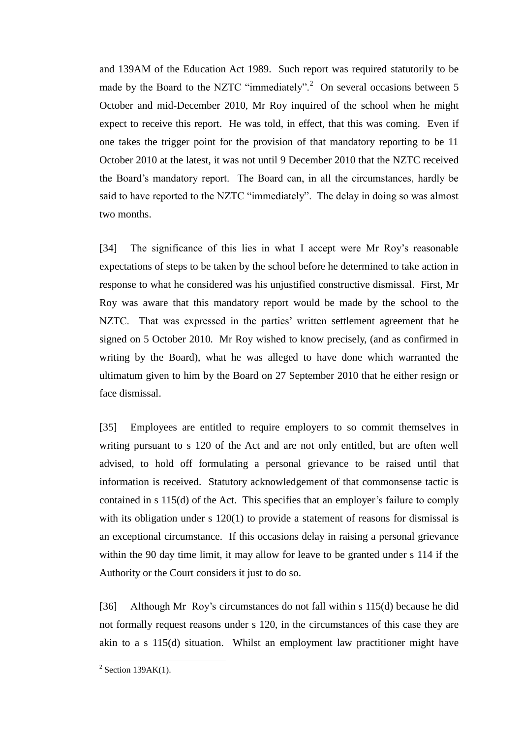and 139AM of the Education Act 1989. Such report was required statutorily to be made by the Board to the NZTC "immediately".[2] On several occasions between 5 October and mid-December 2010, Mr Roy inquired of the school when he might expect to receive this report. He was told, in effect, that this was coming. Even if one takes the trigger point for the provision of that mandatory reporting to be 11 October 2010 at the latest, it was not until 9 December 2010 that the NZTC received the Board's mandatory report. The Board can, in all the circumstances, hardly be said to have reported to the NZTC "immediately". The delay in doing so was almost two months.

[34] The significance of this lies in what I accept were Mr Roy's reasonable expectations of steps to be taken by the school before he determined to take action in response to what he considered was his unjustified constructive dismissal. First, Mr Roy was aware that this mandatory report would be made by the school to the NZTC. That was expressed in the parties' written settlement agreement that he signed on 5 October 2010. Mr Roy wished to know precisely, (and as confirmed in writing by the Board), what he was alleged to have done which warranted the ultimatum given to him by the Board on 27 September 2010 that he either resign or face dismissal.

[35] Employees are entitled to require employers to so commit themselves in writing pursuant to s 120 of the Act and are not only entitled, but are often well advised, to hold off formulating a personal grievance to be raised until that information is received. Statutory acknowledgement of that commonsense tactic is contained in s 115(d) of the Act. This specifies that an employer's failure to comply with its obligation under s 120(1) to provide a statement of reasons for dismissal is an exceptional circumstance. If this occasions delay in raising a personal grievance within the 90 day time limit, it may allow for leave to be granted under s 114 if the Authority or the Court considers it just to do so.

[36] Although Mr Roy's circumstances do not fall within s 115(d) because he did not formally request reasons under s 120, in the circumstances of this case they are akin to a s 115(d) situation. Whilst an employment law practitioner might have

---

[2] Section 139AK(1).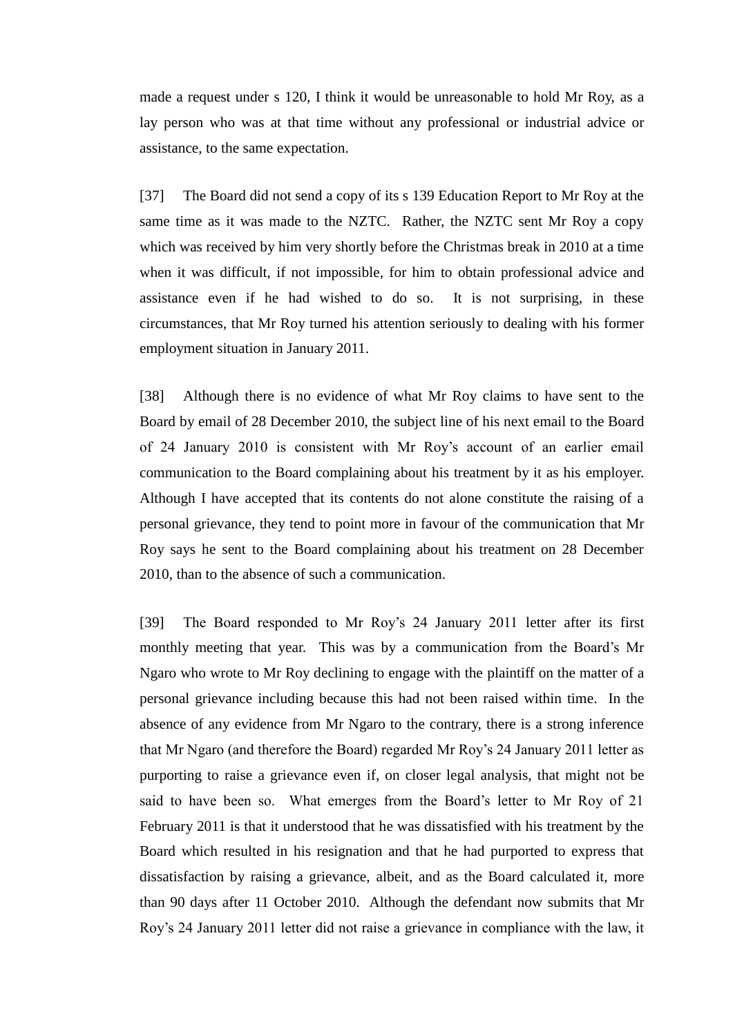made a request under s 120, I think it would be unreasonable to hold Mr Roy, as a lay person who was at that time without any professional or industrial advice or assistance, to the same expectation.

[37] The Board did not send a copy of its s 139 Education Report to Mr Roy at the same time as it was made to the NZTC. Rather, the NZTC sent Mr Roy a copy which was received by him very shortly before the Christmas break in 2010 at a time when it was difficult, if not impossible, for him to obtain professional advice and assistance even if he had wished to do so. It is not surprising, in these circumstances, that Mr Roy turned his attention seriously to dealing with his former employment situation in January 2011.

[38] Although there is no evidence of what Mr Roy claims to have sent to the Board by email of 28 December 2010, the subject line of his next email to the Board of 24 January 2010 is consistent with Mr Roy's account of an earlier email communication to the Board complaining about his treatment by it as his employer. Although I have accepted that its contents do not alone constitute the raising of a personal grievance, they tend to point more in favour of the communication that Mr Roy says he sent to the Board complaining about his treatment on 28 December 2010, than to the absence of such a communication.

[39] The Board responded to Mr Roy's 24 January 2011 letter after its first monthly meeting that year. This was by a communication from the Board's Mr Ngaro who wrote to Mr Roy declining to engage with the plaintiff on the matter of a personal grievance including because this had not been raised within time. In the absence of any evidence from Mr Ngaro to the contrary, there is a strong inference that Mr Ngaro (and therefore the Board) regarded Mr Roy's 24 January 2011 letter as purporting to raise a grievance even if, on closer legal analysis, that might not be said to have been so. What emerges from the Board's letter to Mr Roy of 21 February 2011 is that it understood that he was dissatisfied with his treatment by the Board which resulted in his resignation and that he had purported to express that dissatisfaction by raising a grievance, albeit, and as the Board calculated it, more than 90 days after 11 October 2010. Although the defendant now submits that Mr Roy's 24 January 2011 letter did not raise a grievance in compliance with the law, it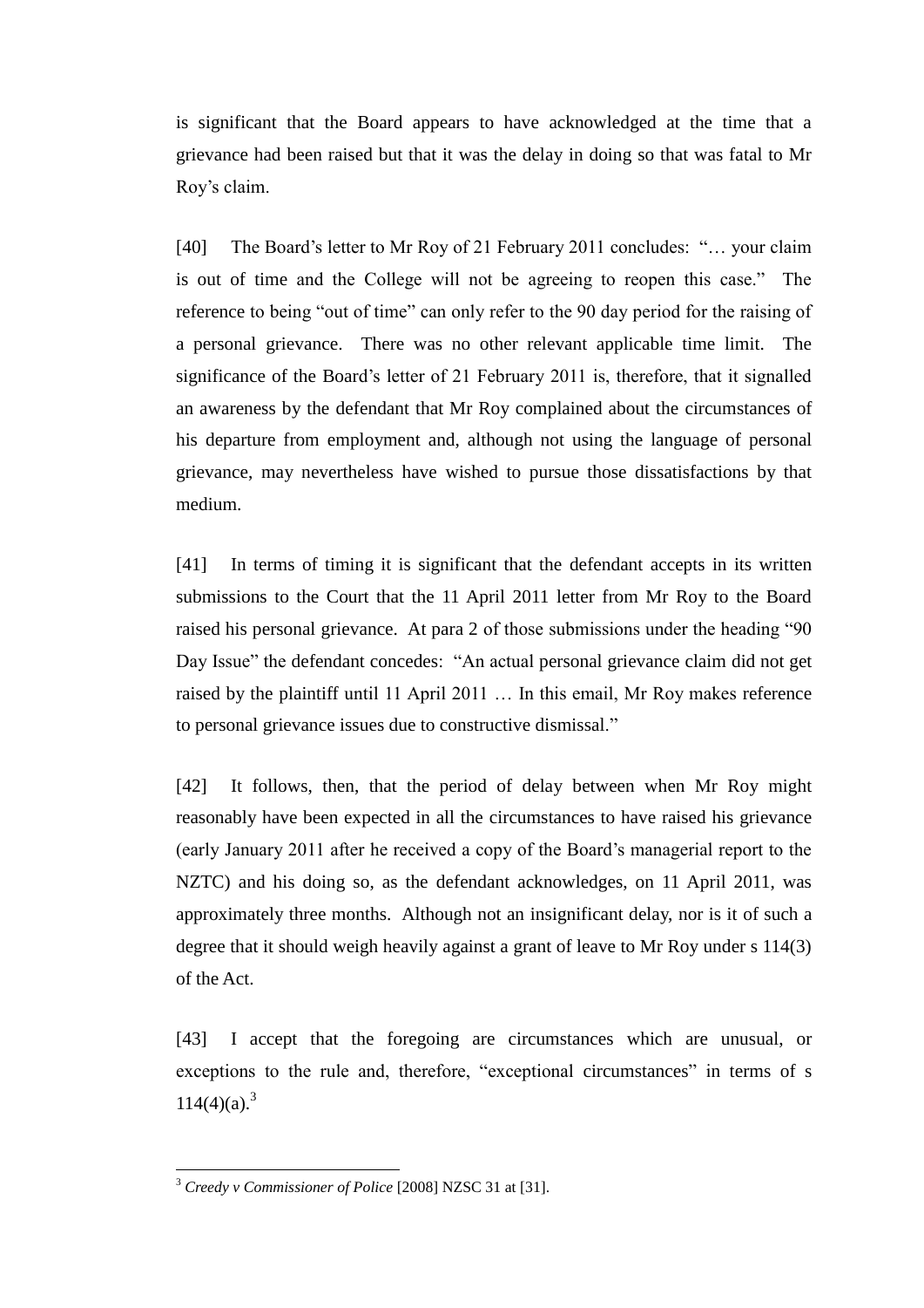is significant that the Board appears to have acknowledged at the time that a grievance had been raised but that it was the delay in doing so that was fatal to Mr Roy's claim.

[40] The Board's letter to Mr Roy of 21 February 2011 concludes: "… your claim is out of time and the College will not be agreeing to reopen this case." The reference to being "out of time" can only refer to the 90 day period for the raising of a personal grievance. There was no other relevant applicable time limit. The significance of the Board's letter of 21 February 2011 is, therefore, that it signalled an awareness by the defendant that Mr Roy complained about the circumstances of his departure from employment and, although not using the language of personal grievance, may nevertheless have wished to pursue those dissatisfactions by that medium.

[41] In terms of timing it is significant that the defendant accepts in its written submissions to the Court that the 11 April 2011 letter from Mr Roy to the Board raised his personal grievance. At para 2 of those submissions under the heading "90 Day Issue" the defendant concedes: "An actual personal grievance claim did not get raised by the plaintiff until 11 April 2011 … In this email, Mr Roy makes reference to personal grievance issues due to constructive dismissal."

[42] It follows, then, that the period of delay between when Mr Roy might reasonably have been expected in all the circumstances to have raised his grievance (early January 2011 after he received a copy of the Board's managerial report to the NZTC) and his doing so, as the defendant acknowledges, on 11 April 2011, was approximately three months. Although not an insignificant delay, nor is it of such a degree that it should weigh heavily against a grant of leave to Mr Roy under s 114(3) of the Act.

[43] I accept that the foregoing are circumstances which are unusual, or exceptions to the rule and, therefore, "exceptional circumstances" in terms of s 114(4)(a).[3]

---

[3] *Creedy v Commissioner of Police* [2008] NZSC 31 at [31].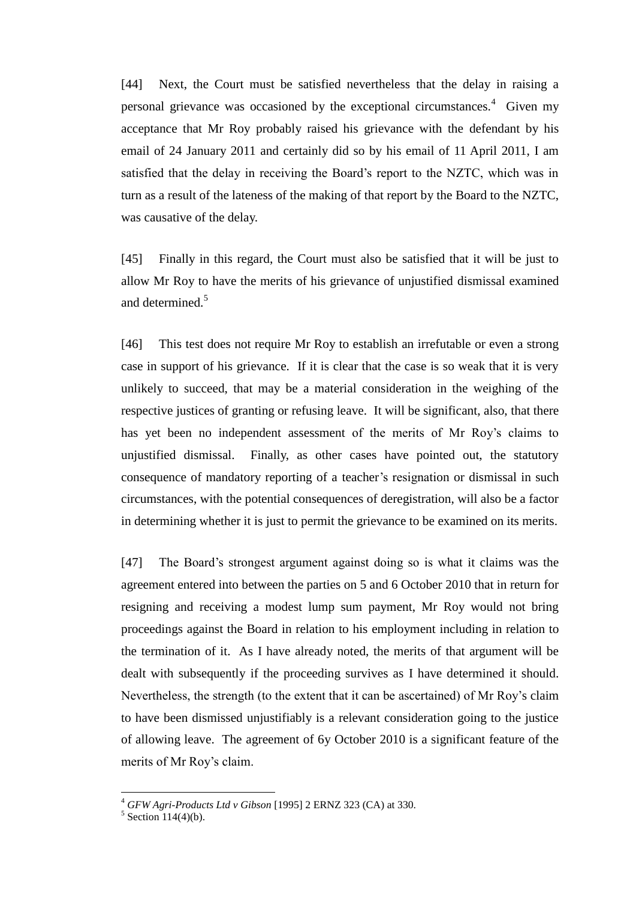[44] Next, the Court must be satisfied nevertheless that the delay in raising a personal grievance was occasioned by the exceptional circumstances.[4] Given my acceptance that Mr Roy probably raised his grievance with the defendant by his email of 24 January 2011 and certainly did so by his email of 11 April 2011, I am satisfied that the delay in receiving the Board's report to the NZTC, which was in turn as a result of the lateness of the making of that report by the Board to the NZTC, was causative of the delay.

[45] Finally in this regard, the Court must also be satisfied that it will be just to allow Mr Roy to have the merits of his grievance of unjustified dismissal examined and determined.[5]

[46] This test does not require Mr Roy to establish an irrefutable or even a strong case in support of his grievance. If it is clear that the case is so weak that it is very unlikely to succeed, that may be a material consideration in the weighing of the respective justices of granting or refusing leave. It will be significant, also, that there has yet been no independent assessment of the merits of Mr Roy's claims to unjustified dismissal. Finally, as other cases have pointed out, the statutory consequence of mandatory reporting of a teacher's resignation or dismissal in such circumstances, with the potential consequences of deregistration, will also be a factor in determining whether it is just to permit the grievance to be examined on its merits.

[47] The Board's strongest argument against doing so is what it claims was the agreement entered into between the parties on 5 and 6 October 2010 that in return for resigning and receiving a modest lump sum payment, Mr Roy would not bring proceedings against the Board in relation to his employment including in relation to the termination of it. As I have already noted, the merits of that argument will be dealt with subsequently if the proceeding survives as I have determined it should. Nevertheless, the strength (to the extent that it can be ascertained) of Mr Roy's claim to have been dismissed unjustifiably is a relevant consideration going to the justice of allowing leave. The agreement of 6y October 2010 is a significant feature of the merits of Mr Roy's claim.

---

[4] *GFW Agri-Products Ltd v Gibson* [1995] 2 ERNZ 323 (CA) at 330.

[5] Section 114(4)(b).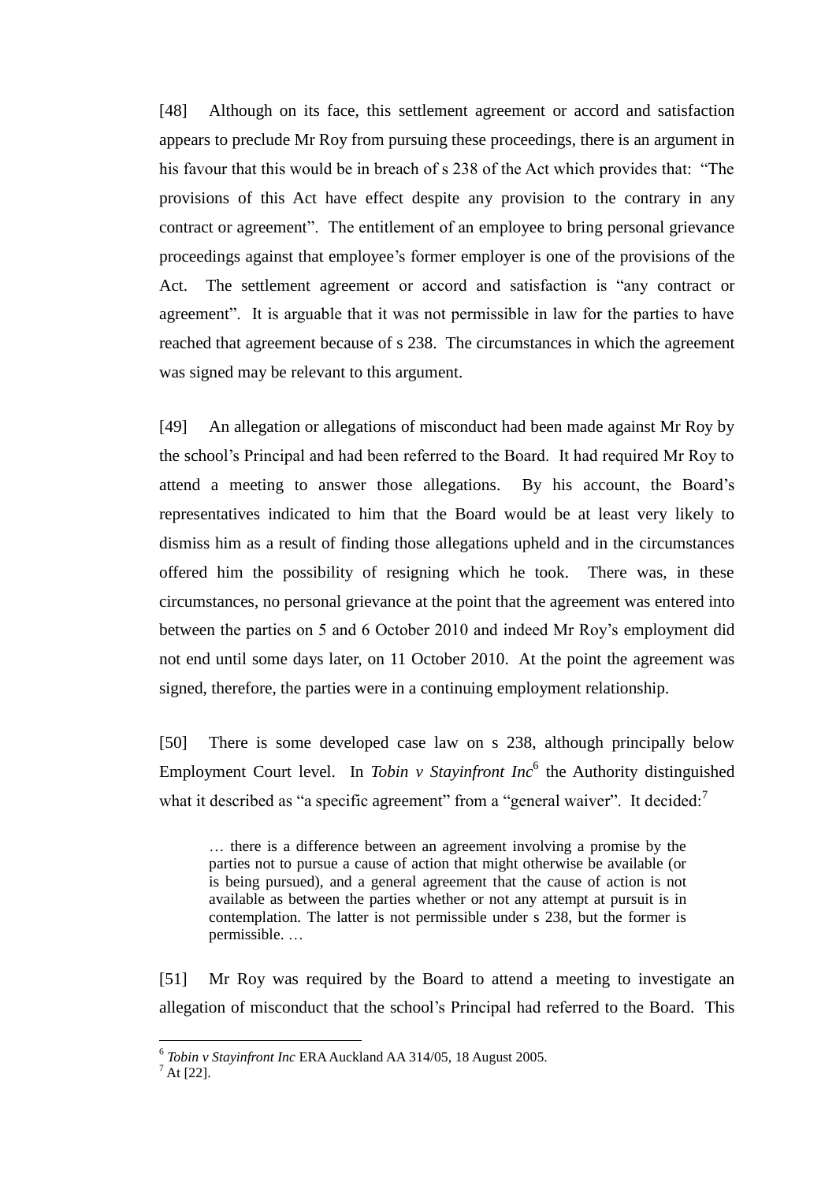[48] Although on its face, this settlement agreement or accord and satisfaction appears to preclude Mr Roy from pursuing these proceedings, there is an argument in his favour that this would be in breach of s 238 of the Act which provides that: "The provisions of this Act have effect despite any provision to the contrary in any contract or agreement". The entitlement of an employee to bring personal grievance proceedings against that employee's former employer is one of the provisions of the Act. The settlement agreement or accord and satisfaction is "any contract or agreement". It is arguable that it was not permissible in law for the parties to have reached that agreement because of s 238. The circumstances in which the agreement was signed may be relevant to this argument.

[49] An allegation or allegations of misconduct had been made against Mr Roy by the school's Principal and had been referred to the Board. It had required Mr Roy to attend a meeting to answer those allegations. By his account, the Board's representatives indicated to him that the Board would be at least very likely to dismiss him as a result of finding those allegations upheld and in the circumstances offered him the possibility of resigning which he took. There was, in these circumstances, no personal grievance at the point that the agreement was entered into between the parties on 5 and 6 October 2010 and indeed Mr Roy's employment did not end until some days later, on 11 October 2010. At the point the agreement was signed, therefore, the parties were in a continuing employment relationship.

[50] There is some developed case law on s 238, although principally below Employment Court level. In *Tobin v Stayinfront Inc*[6] the Authority distinguished what it described as "a specific agreement" from a "general waiver". It decided:[7]

> … there is a difference between an agreement involving a promise by the parties not to pursue a cause of action that might otherwise be available (or is being pursued), and a general agreement that the cause of action is not available as between the parties whether or not any attempt at pursuit is in contemplation. The latter is not permissible under s 238, but the former is permissible. …

[51] Mr Roy was required by the Board to attend a meeting to investigate an allegation of misconduct that the school's Principal had referred to the Board. This

---

[6] *Tobin v Stayinfront Inc* ERA Auckland AA 314/05, 18 August 2005.

[7] At [22].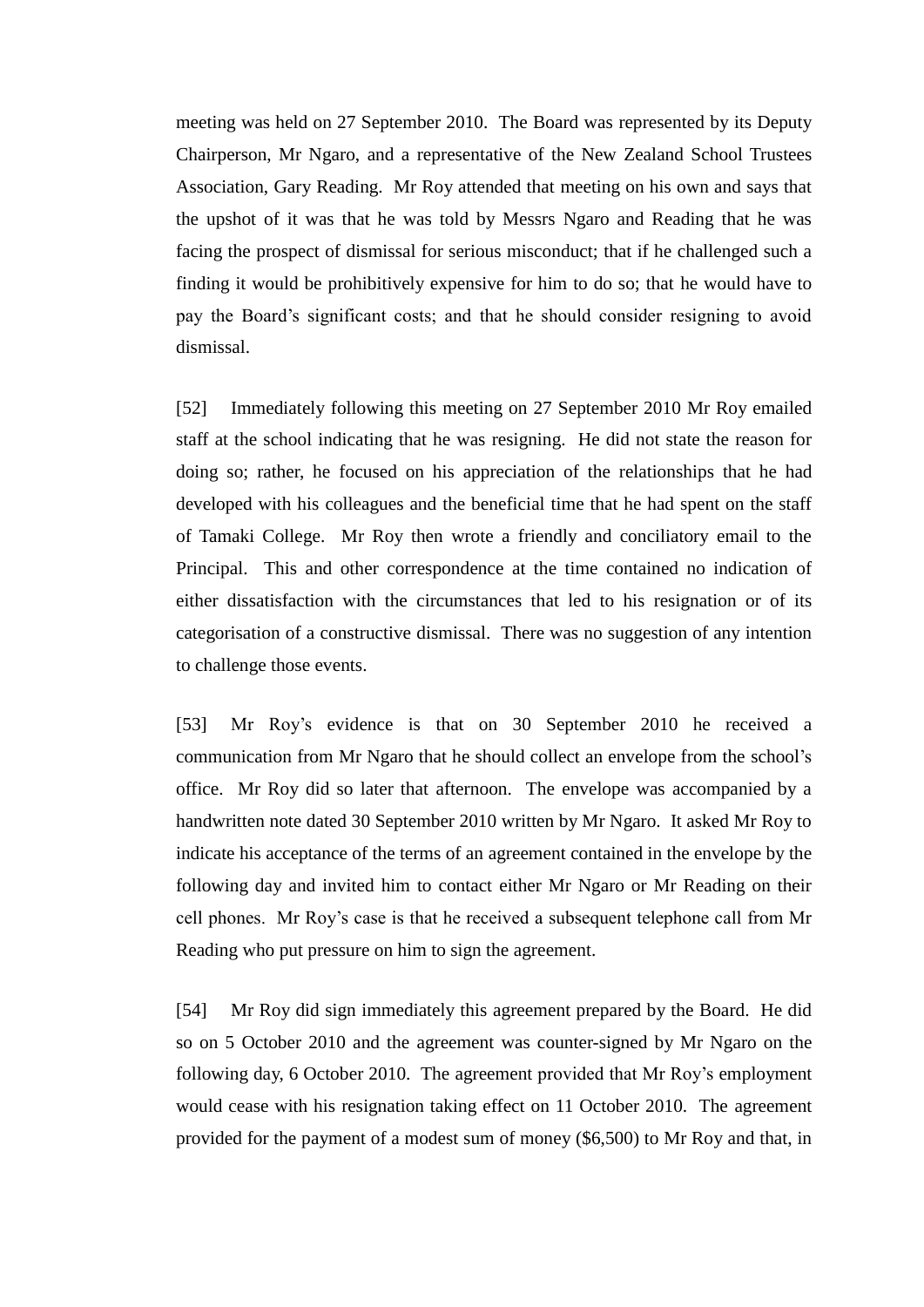meeting was held on 27 September 2010. The Board was represented by its Deputy Chairperson, Mr Ngaro, and a representative of the New Zealand School Trustees Association, Gary Reading. Mr Roy attended that meeting on his own and says that the upshot of it was that he was told by Messrs Ngaro and Reading that he was facing the prospect of dismissal for serious misconduct; that if he challenged such a finding it would be prohibitively expensive for him to do so; that he would have to pay the Board's significant costs; and that he should consider resigning to avoid dismissal.

[52] Immediately following this meeting on 27 September 2010 Mr Roy emailed staff at the school indicating that he was resigning. He did not state the reason for doing so; rather, he focused on his appreciation of the relationships that he had developed with his colleagues and the beneficial time that he had spent on the staff of Tamaki College. Mr Roy then wrote a friendly and conciliatory email to the Principal. This and other correspondence at the time contained no indication of either dissatisfaction with the circumstances that led to his resignation or of its categorisation of a constructive dismissal. There was no suggestion of any intention to challenge those events.

[53] Mr Roy's evidence is that on 30 September 2010 he received a communication from Mr Ngaro that he should collect an envelope from the school's office. Mr Roy did so later that afternoon. The envelope was accompanied by a handwritten note dated 30 September 2010 written by Mr Ngaro. It asked Mr Roy to indicate his acceptance of the terms of an agreement contained in the envelope by the following day and invited him to contact either Mr Ngaro or Mr Reading on their cell phones. Mr Roy's case is that he received a subsequent telephone call from Mr Reading who put pressure on him to sign the agreement.

[54] Mr Roy did sign immediately this agreement prepared by the Board. He did so on 5 October 2010 and the agreement was counter-signed by Mr Ngaro on the following day, 6 October 2010. The agreement provided that Mr Roy's employment would cease with his resignation taking effect on 11 October 2010. The agreement provided for the payment of a modest sum of money ($6,500) to Mr Roy and that, in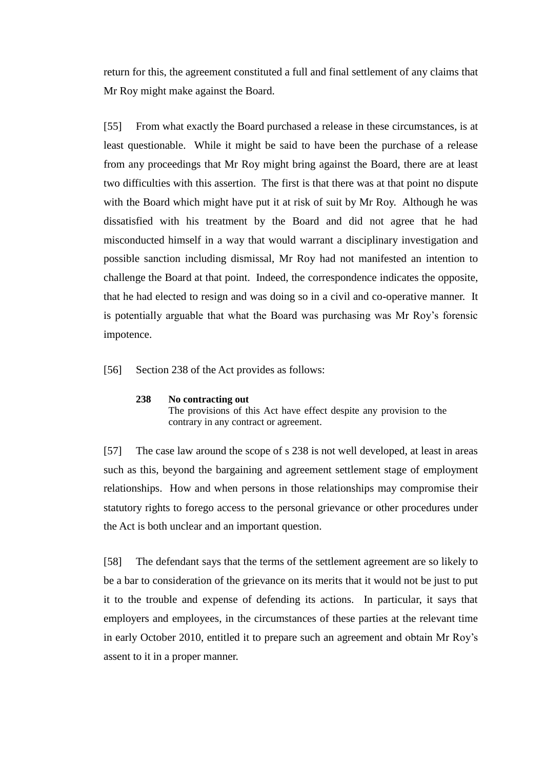return for this, the agreement constituted a full and final settlement of any claims that Mr Roy might make against the Board.

[55] From what exactly the Board purchased a release in these circumstances, is at least questionable. While it might be said to have been the purchase of a release from any proceedings that Mr Roy might bring against the Board, there are at least two difficulties with this assertion. The first is that there was at that point no dispute with the Board which might have put it at risk of suit by Mr Roy. Although he was dissatisfied with his treatment by the Board and did not agree that he had misconducted himself in a way that would warrant a disciplinary investigation and possible sanction including dismissal, Mr Roy had not manifested an intention to challenge the Board at that point. Indeed, the correspondence indicates the opposite, that he had elected to resign and was doing so in a civil and co-operative manner. It is potentially arguable that what the Board was purchasing was Mr Roy's forensic impotence.

[56] Section 238 of the Act provides as follows:

> **238 No contracting out**
> The provisions of this Act have effect despite any provision to the contrary in any contract or agreement.

[57] The case law around the scope of s 238 is not well developed, at least in areas such as this, beyond the bargaining and agreement settlement stage of employment relationships. How and when persons in those relationships may compromise their statutory rights to forego access to the personal grievance or other procedures under the Act is both unclear and an important question.

[58] The defendant says that the terms of the settlement agreement are so likely to be a bar to consideration of the grievance on its merits that it would not be just to put it to the trouble and expense of defending its actions. In particular, it says that employers and employees, in the circumstances of these parties at the relevant time in early October 2010, entitled it to prepare such an agreement and obtain Mr Roy's assent to it in a proper manner.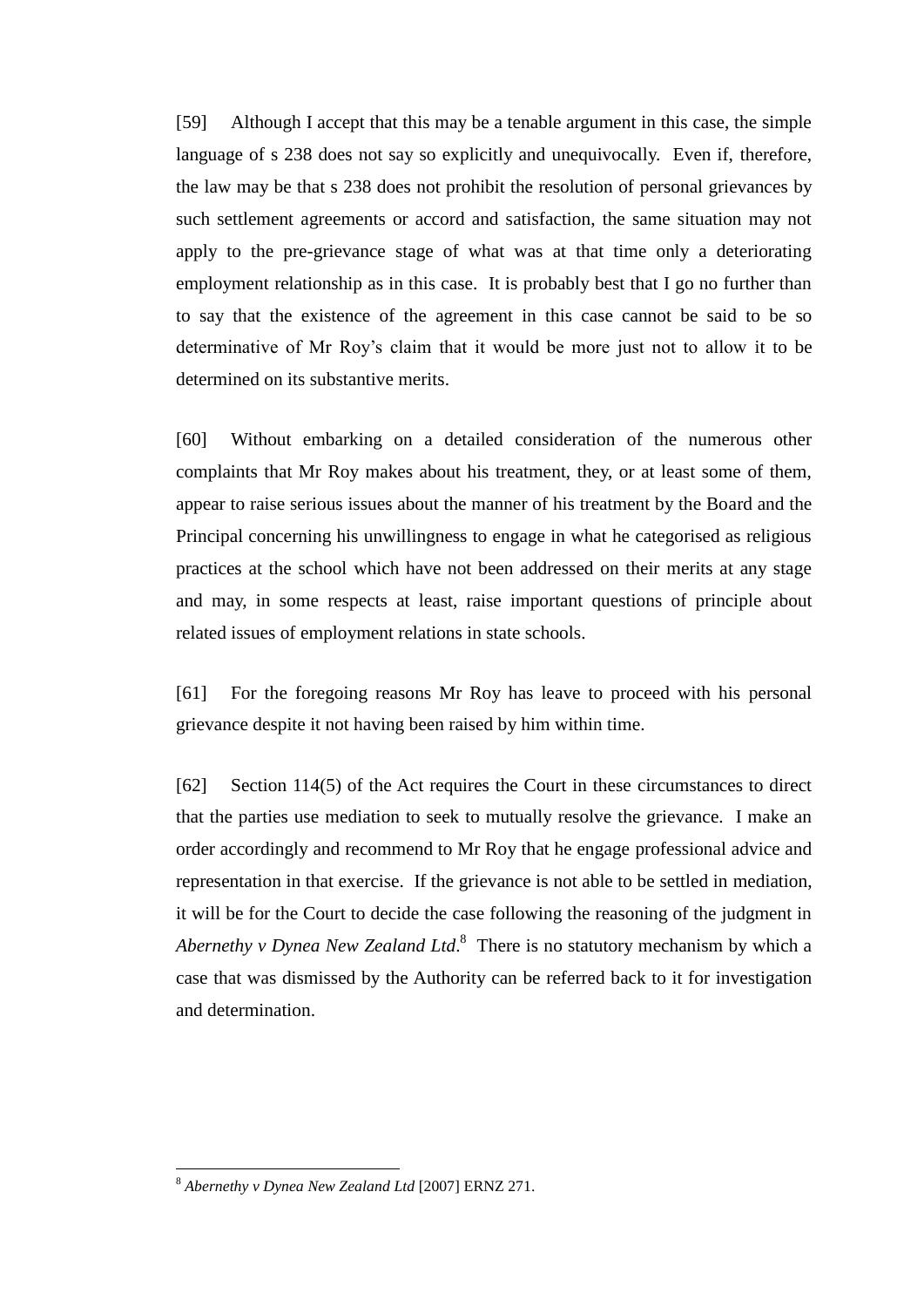[59] Although I accept that this may be a tenable argument in this case, the simple language of s 238 does not say so explicitly and unequivocally. Even if, therefore, the law may be that s 238 does not prohibit the resolution of personal grievances by such settlement agreements or accord and satisfaction, the same situation may not apply to the pre-grievance stage of what was at that time only a deteriorating employment relationship as in this case. It is probably best that I go no further than to say that the existence of the agreement in this case cannot be said to be so determinative of Mr Roy's claim that it would be more just not to allow it to be determined on its substantive merits.

[60] Without embarking on a detailed consideration of the numerous other complaints that Mr Roy makes about his treatment, they, or at least some of them, appear to raise serious issues about the manner of his treatment by the Board and the Principal concerning his unwillingness to engage in what he categorised as religious practices at the school which have not been addressed on their merits at any stage and may, in some respects at least, raise important questions of principle about related issues of employment relations in state schools.

[61] For the foregoing reasons Mr Roy has leave to proceed with his personal grievance despite it not having been raised by him within time.

[62] Section 114(5) of the Act requires the Court in these circumstances to direct that the parties use mediation to seek to mutually resolve the grievance. I make an order accordingly and recommend to Mr Roy that he engage professional advice and representation in that exercise. If the grievance is not able to be settled in mediation, it will be for the Court to decide the case following the reasoning of the judgment in *Abernethy v Dynea New Zealand Ltd*.[8] There is no statutory mechanism by which a case that was dismissed by the Authority can be referred back to it for investigation and determination.

---

[8] *Abernethy v Dynea New Zealand Ltd* [2007] ERNZ 271.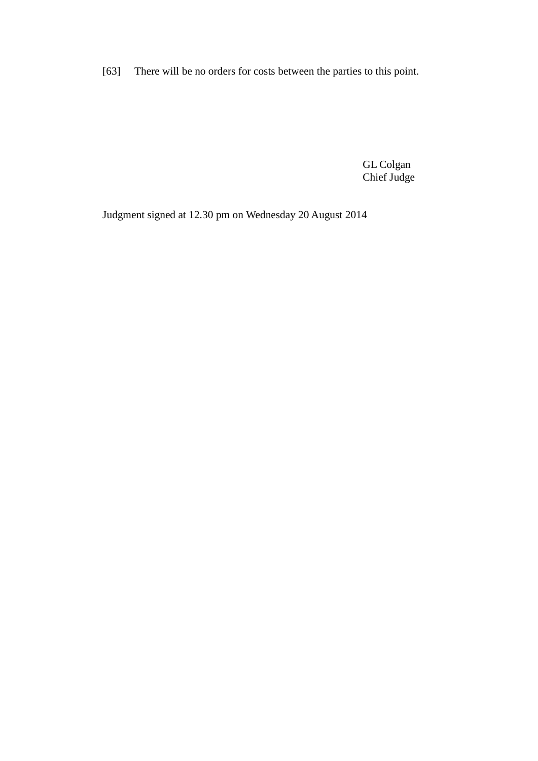[63] There will be no orders for costs between the parties to this point.

GL Colgan
Chief Judge

Judgment signed at 12.30 pm on Wednesday 20 August 2014